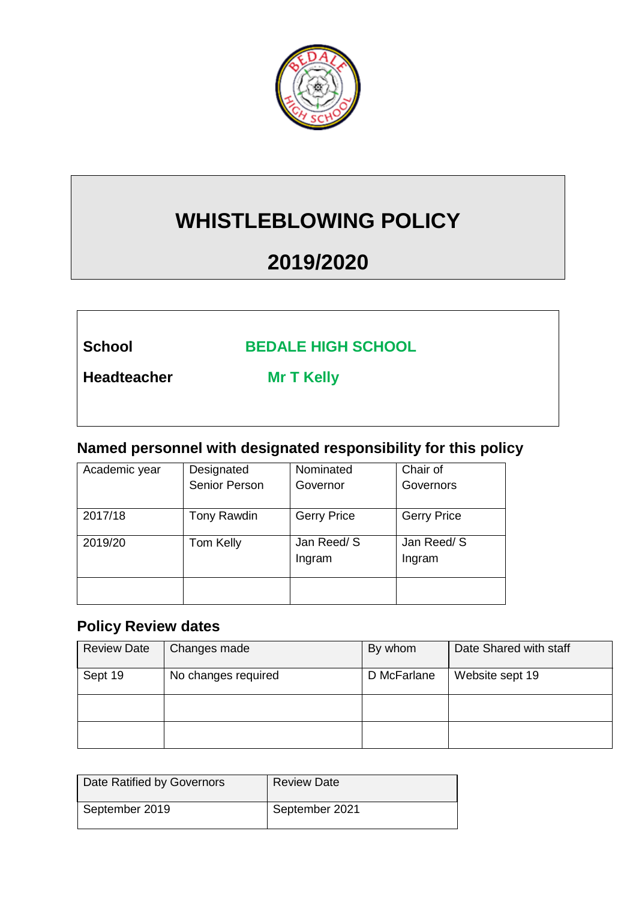# WHISTLEBLOWING POLICY

# 2019/2020

**School** **BEDALE HIGH SCHOOL**

**Headteacher** **Mr T Kelly**

## Named personnel with designated responsibility for this policy

| Academic year | Designated Senior Person | Nominated Governor | Chair of Governors |
|---|---|---|---|
| 2017/18 | Tony Rawdin | Gerry Price | Gerry Price |
| 2019/20 | Tom Kelly | Jan Reed/ S Ingram | Jan Reed/ S Ingram |
| | | | |

## Policy Review dates

| Review Date | Changes made | By whom | Date Shared with staff |
|---|---|---|---|
| Sept 19 | No changes required | D McFarlane | Website sept 19 |
| | | | |
| | | | |

| Date Ratified by Governors | Review Date |
|---|---|
| September 2019 | September 2021 |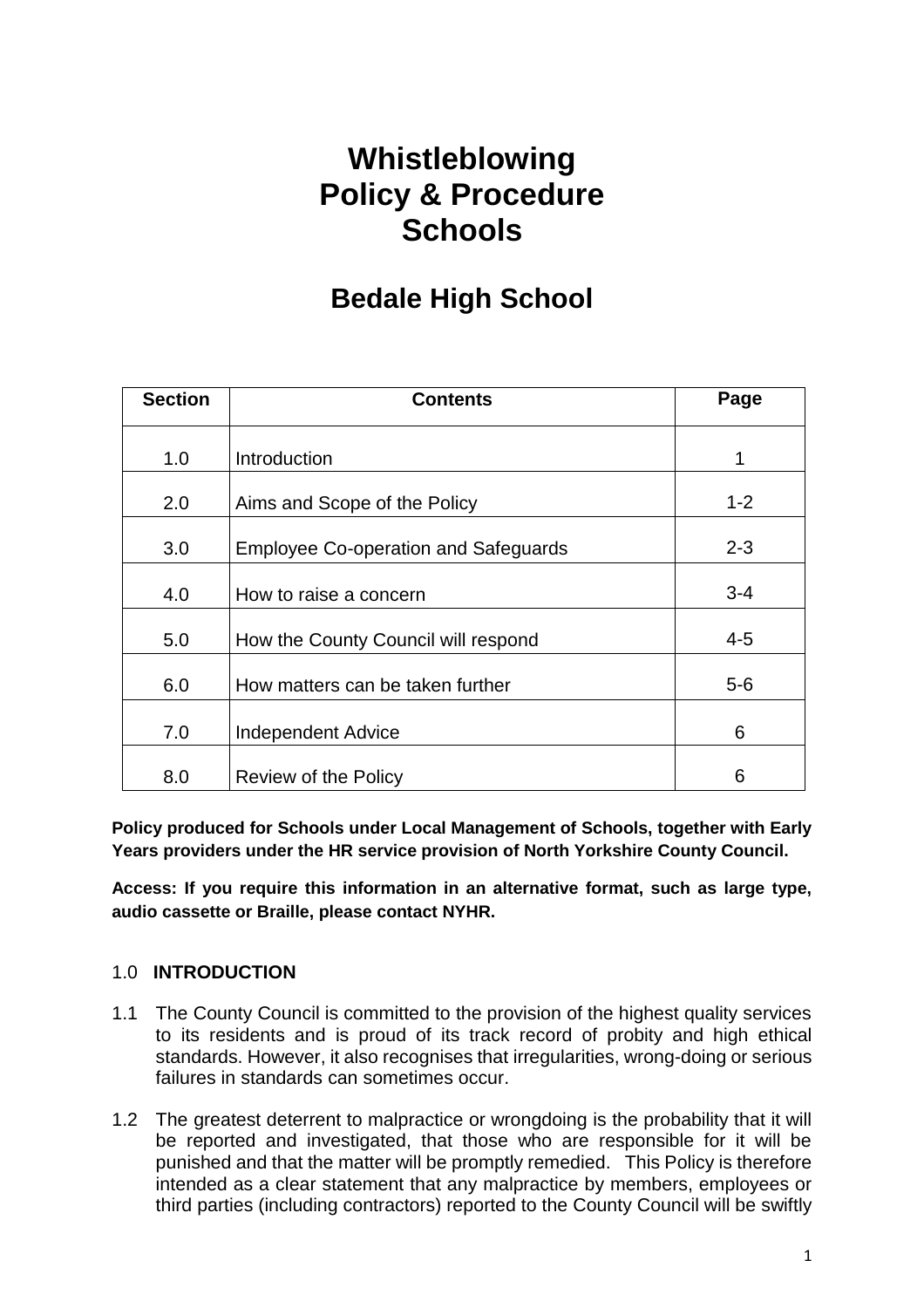# Whistleblowing Policy & Procedure Schools

## Bedale High School

| Section | Contents | Page |
|---|---|---|
| 1.0 | Introduction | 1 |
| 2.0 | Aims and Scope of the Policy | 1-2 |
| 3.0 | Employee Co-operation and Safeguards | 2-3 |
| 4.0 | How to raise a concern | 3-4 |
| 5.0 | How the County Council will respond | 4-5 |
| 6.0 | How matters can be taken further | 5-6 |
| 7.0 | Independent Advice | 6 |
| 8.0 | Review of the Policy | 6 |

**Policy produced for Schools under Local Management of Schools, together with Early Years providers under the HR service provision of North Yorkshire County Council.**

**Access: If you require this information in an alternative format, such as large type, audio cassette or Braille, please contact NYHR.**

### 1.0 INTRODUCTION

1.1 The County Council is committed to the provision of the highest quality services to its residents and is proud of its track record of probity and high ethical standards. However, it also recognises that irregularities, wrong-doing or serious failures in standards can sometimes occur.

1.2 The greatest deterrent to malpractice or wrongdoing is the probability that it will be reported and investigated, that those who are responsible for it will be punished and that the matter will be promptly remedied. This Policy is therefore intended as a clear statement that any malpractice by members, employees or third parties (including contractors) reported to the County Council will be swiftly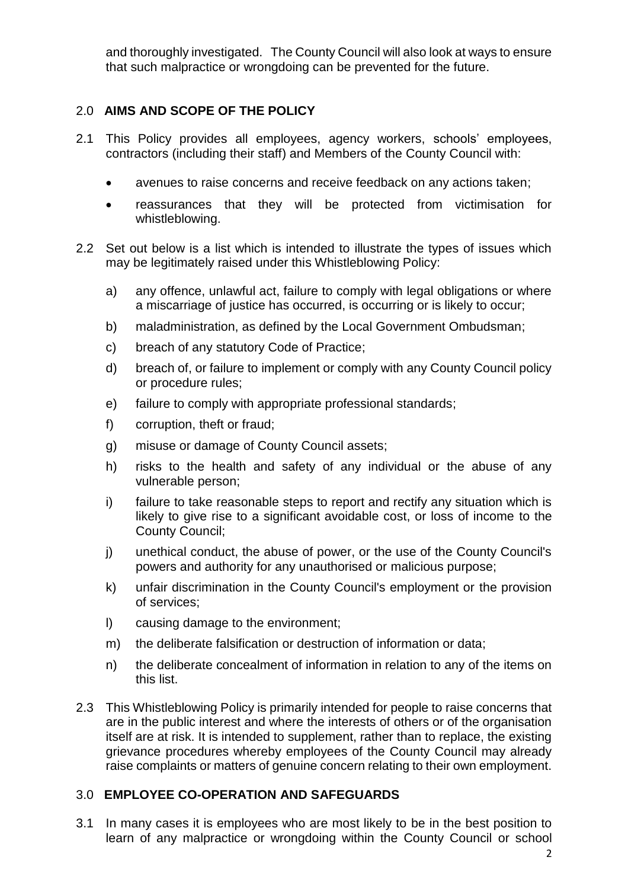and thoroughly investigated. The County Council will also look at ways to ensure that such malpractice or wrongdoing can be prevented for the future.

## 2.0 AIMS AND SCOPE OF THE POLICY

2.1 This Policy provides all employees, agency workers, schools' employees, contractors (including their staff) and Members of the County Council with:

- avenues to raise concerns and receive feedback on any actions taken;
- reassurances that they will be protected from victimisation for whistleblowing.

2.2 Set out below is a list which is intended to illustrate the types of issues which may be legitimately raised under this Whistleblowing Policy:

a) any offence, unlawful act, failure to comply with legal obligations or where a miscarriage of justice has occurred, is occurring or is likely to occur;

b) maladministration, as defined by the Local Government Ombudsman;

c) breach of any statutory Code of Practice;

d) breach of, or failure to implement or comply with any County Council policy or procedure rules;

e) failure to comply with appropriate professional standards;

f) corruption, theft or fraud;

g) misuse or damage of County Council assets;

h) risks to the health and safety of any individual or the abuse of any vulnerable person;

i) failure to take reasonable steps to report and rectify any situation which is likely to give rise to a significant avoidable cost, or loss of income to the County Council;

j) unethical conduct, the abuse of power, or the use of the County Council's powers and authority for any unauthorised or malicious purpose;

k) unfair discrimination in the County Council's employment or the provision of services;

l) causing damage to the environment;

m) the deliberate falsification or destruction of information or data;

n) the deliberate concealment of information in relation to any of the items on this list.

2.3 This Whistleblowing Policy is primarily intended for people to raise concerns that are in the public interest and where the interests of others or of the organisation itself are at risk. It is intended to supplement, rather than to replace, the existing grievance procedures whereby employees of the County Council may already raise complaints or matters of genuine concern relating to their own employment.

## 3.0 EMPLOYEE CO-OPERATION AND SAFEGUARDS

3.1 In many cases it is employees who are most likely to be in the best position to learn of any malpractice or wrongdoing within the County Council or school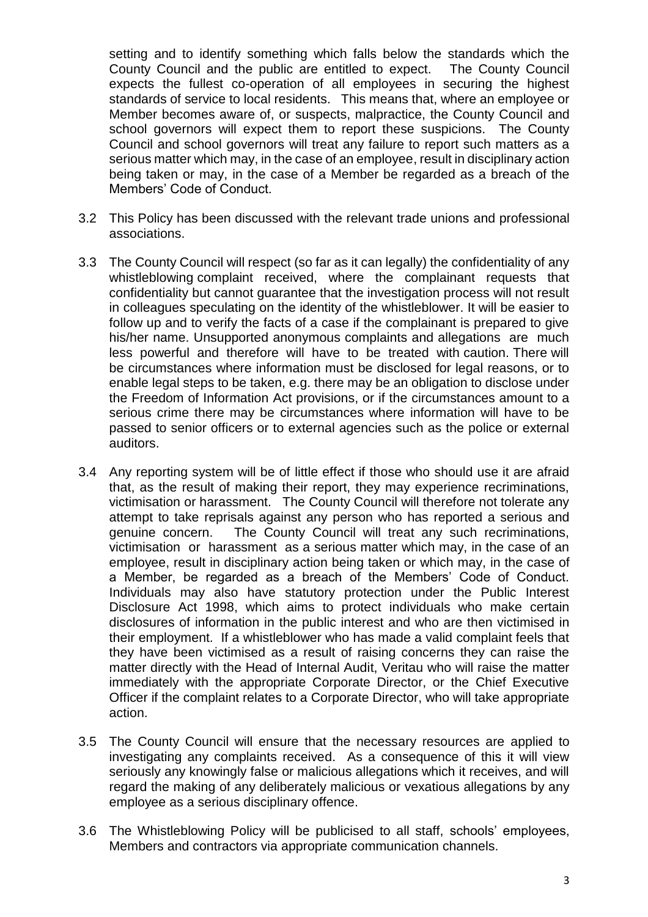setting and to identify something which falls below the standards which the County Council and the public are entitled to expect. The County Council expects the fullest co-operation of all employees in securing the highest standards of service to local residents. This means that, where an employee or Member becomes aware of, or suspects, malpractice, the County Council and school governors will expect them to report these suspicions. The County Council and school governors will treat any failure to report such matters as a serious matter which may, in the case of an employee, result in disciplinary action being taken or may, in the case of a Member be regarded as a breach of the Members' Code of Conduct.

3.2 This Policy has been discussed with the relevant trade unions and professional associations.

3.3 The County Council will respect (so far as it can legally) the confidentiality of any whistleblowing complaint received, where the complainant requests that confidentiality but cannot guarantee that the investigation process will not result in colleagues speculating on the identity of the whistleblower. It will be easier to follow up and to verify the facts of a case if the complainant is prepared to give his/her name. Unsupported anonymous complaints and allegations are much less powerful and therefore will have to be treated with caution. There will be circumstances where information must be disclosed for legal reasons, or to enable legal steps to be taken, e.g. there may be an obligation to disclose under the Freedom of Information Act provisions, or if the circumstances amount to a serious crime there may be circumstances where information will have to be passed to senior officers or to external agencies such as the police or external auditors.

3.4 Any reporting system will be of little effect if those who should use it are afraid that, as the result of making their report, they may experience recriminations, victimisation or harassment. The County Council will therefore not tolerate any attempt to take reprisals against any person who has reported a serious and genuine concern. The County Council will treat any such recriminations, victimisation or harassment as a serious matter which may, in the case of an employee, result in disciplinary action being taken or which may, in the case of a Member, be regarded as a breach of the Members' Code of Conduct. Individuals may also have statutory protection under the Public Interest Disclosure Act 1998, which aims to protect individuals who make certain disclosures of information in the public interest and who are then victimised in their employment. If a whistleblower who has made a valid complaint feels that they have been victimised as a result of raising concerns they can raise the matter directly with the Head of Internal Audit, Veritau who will raise the matter immediately with the appropriate Corporate Director, or the Chief Executive Officer if the complaint relates to a Corporate Director, who will take appropriate action.

3.5 The County Council will ensure that the necessary resources are applied to investigating any complaints received. As a consequence of this it will view seriously any knowingly false or malicious allegations which it receives, and will regard the making of any deliberately malicious or vexatious allegations by any employee as a serious disciplinary offence.

3.6 The Whistleblowing Policy will be publicised to all staff, schools' employees, Members and contractors via appropriate communication channels.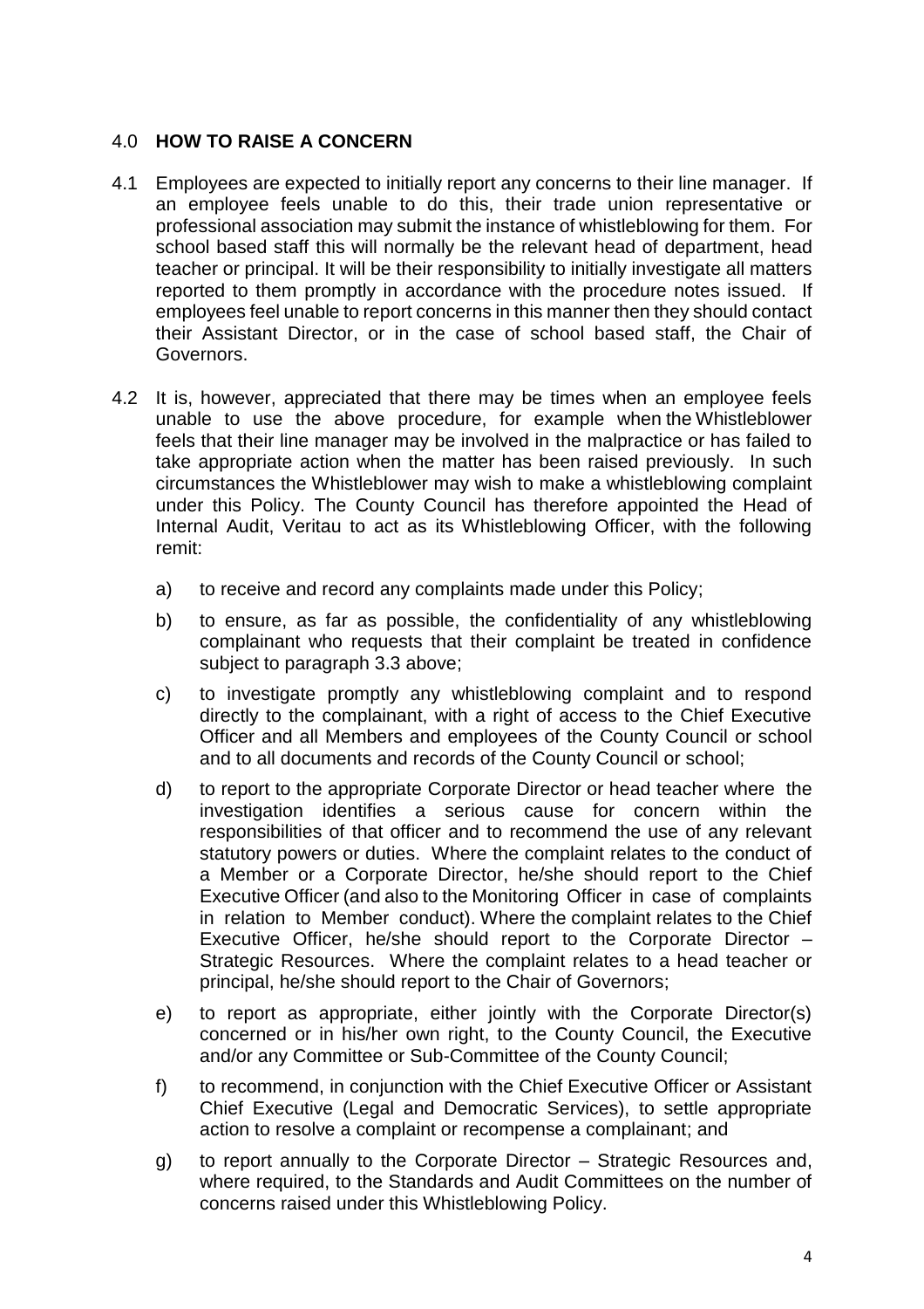## 4.0 **HOW TO RAISE A CONCERN**

4.1 Employees are expected to initially report any concerns to their line manager. If an employee feels unable to do this, their trade union representative or professional association may submit the instance of whistleblowing for them. For school based staff this will normally be the relevant head of department, head teacher or principal. It will be their responsibility to initially investigate all matters reported to them promptly in accordance with the procedure notes issued. If employees feel unable to report concerns in this manner then they should contact their Assistant Director, or in the case of school based staff, the Chair of Governors.

4.2 It is, however, appreciated that there may be times when an employee feels unable to use the above procedure, for example when the Whistleblower feels that their line manager may be involved in the malpractice or has failed to take appropriate action when the matter has been raised previously. In such circumstances the Whistleblower may wish to make a whistleblowing complaint under this Policy. The County Council has therefore appointed the Head of Internal Audit, Veritau to act as its Whistleblowing Officer, with the following remit:

a) to receive and record any complaints made under this Policy;

b) to ensure, as far as possible, the confidentiality of any whistleblowing complainant who requests that their complaint be treated in confidence subject to paragraph 3.3 above;

c) to investigate promptly any whistleblowing complaint and to respond directly to the complainant, with a right of access to the Chief Executive Officer and all Members and employees of the County Council or school and to all documents and records of the County Council or school;

d) to report to the appropriate Corporate Director or head teacher where the investigation identifies a serious cause for concern within the responsibilities of that officer and to recommend the use of any relevant statutory powers or duties. Where the complaint relates to the conduct of a Member or a Corporate Director, he/she should report to the Chief Executive Officer (and also to the Monitoring Officer in case of complaints in relation to Member conduct). Where the complaint relates to the Chief Executive Officer, he/she should report to the Corporate Director – Strategic Resources. Where the complaint relates to a head teacher or principal, he/she should report to the Chair of Governors;

e) to report as appropriate, either jointly with the Corporate Director(s) concerned or in his/her own right, to the County Council, the Executive and/or any Committee or Sub-Committee of the County Council;

f) to recommend, in conjunction with the Chief Executive Officer or Assistant Chief Executive (Legal and Democratic Services), to settle appropriate action to resolve a complaint or recompense a complainant; and

g) to report annually to the Corporate Director – Strategic Resources and, where required, to the Standards and Audit Committees on the number of concerns raised under this Whistleblowing Policy.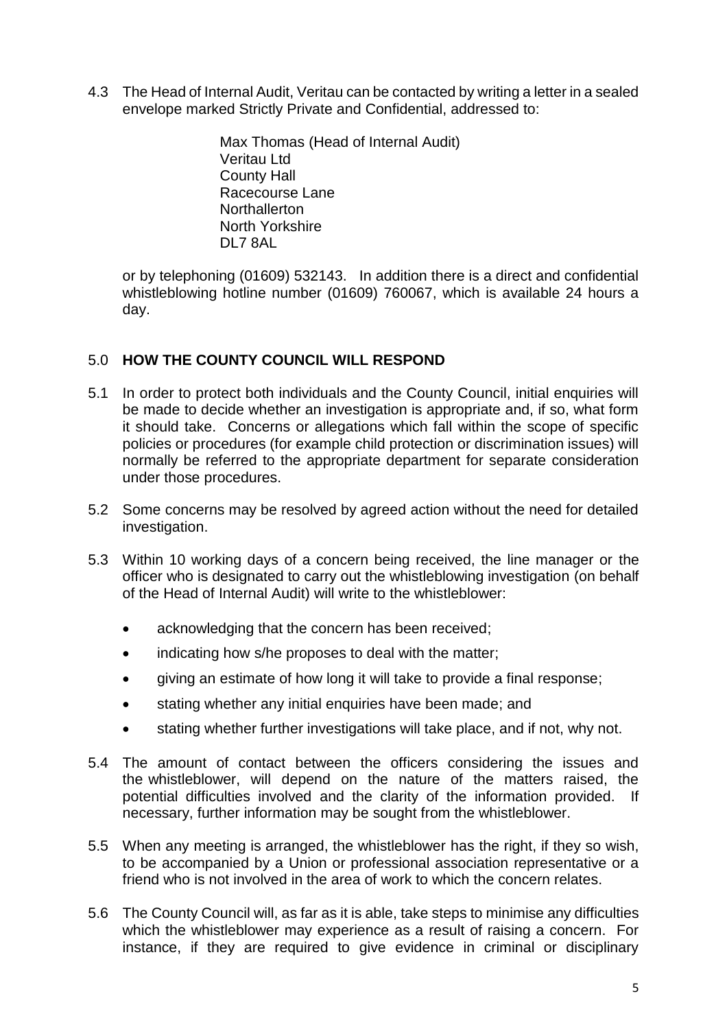4.3 The Head of Internal Audit, Veritau can be contacted by writing a letter in a sealed envelope marked Strictly Private and Confidential, addressed to:

> Max Thomas (Head of Internal Audit)
> Veritau Ltd
> County Hall
> Racecourse Lane
> Northallerton
> North Yorkshire
> DL7 8AL

or by telephoning (01609) 532143. In addition there is a direct and confidential whistleblowing hotline number (01609) 760067, which is available 24 hours a day.

## 5.0 HOW THE COUNTY COUNCIL WILL RESPOND

5.1 In order to protect both individuals and the County Council, initial enquiries will be made to decide whether an investigation is appropriate and, if so, what form it should take. Concerns or allegations which fall within the scope of specific policies or procedures (for example child protection or discrimination issues) will normally be referred to the appropriate department for separate consideration under those procedures.

5.2 Some concerns may be resolved by agreed action without the need for detailed investigation.

5.3 Within 10 working days of a concern being received, the line manager or the officer who is designated to carry out the whistleblowing investigation (on behalf of the Head of Internal Audit) will write to the whistleblower:

- acknowledging that the concern has been received;
- indicating how s/he proposes to deal with the matter;
- giving an estimate of how long it will take to provide a final response;
- stating whether any initial enquiries have been made; and
- stating whether further investigations will take place, and if not, why not.

5.4 The amount of contact between the officers considering the issues and the whistleblower, will depend on the nature of the matters raised, the potential difficulties involved and the clarity of the information provided. If necessary, further information may be sought from the whistleblower.

5.5 When any meeting is arranged, the whistleblower has the right, if they so wish, to be accompanied by a Union or professional association representative or a friend who is not involved in the area of work to which the concern relates.

5.6 The County Council will, as far as it is able, take steps to minimise any difficulties which the whistleblower may experience as a result of raising a concern. For instance, if they are required to give evidence in criminal or disciplinary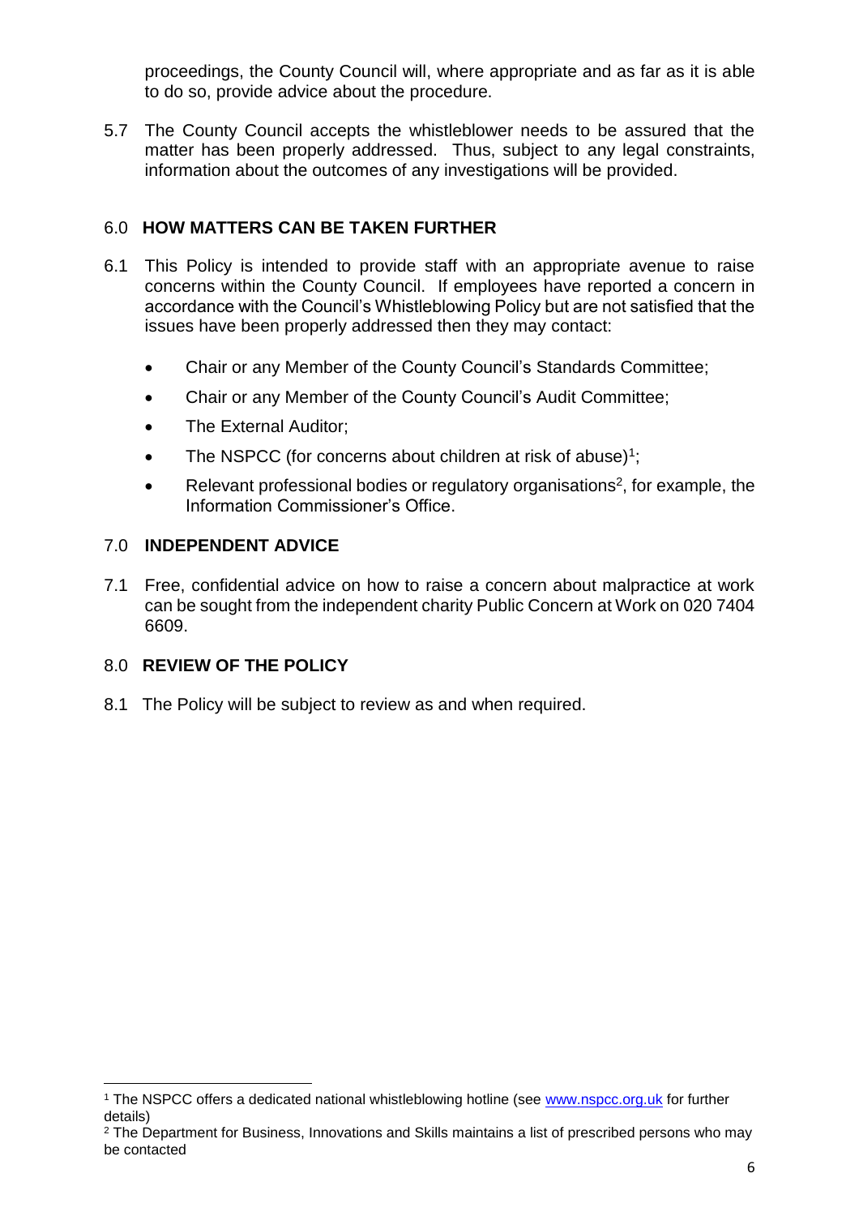proceedings, the County Council will, where appropriate and as far as it is able to do so, provide advice about the procedure.

5.7 The County Council accepts the whistleblower needs to be assured that the matter has been properly addressed. Thus, subject to any legal constraints, information about the outcomes of any investigations will be provided.

## 6.0 HOW MATTERS CAN BE TAKEN FURTHER

6.1 This Policy is intended to provide staff with an appropriate avenue to raise concerns within the County Council. If employees have reported a concern in accordance with the Council's Whistleblowing Policy but are not satisfied that the issues have been properly addressed then they may contact:

- Chair or any Member of the County Council's Standards Committee;
- Chair or any Member of the County Council's Audit Committee;
- The External Auditor;
- The NSPCC (for concerns about children at risk of abuse)[1];
- Relevant professional bodies or regulatory organisations[2], for example, the Information Commissioner's Office.

## 7.0 INDEPENDENT ADVICE

7.1 Free, confidential advice on how to raise a concern about malpractice at work can be sought from the independent charity Public Concern at Work on 020 7404 6609.

## 8.0 REVIEW OF THE POLICY

8.1 The Policy will be subject to review as and when required.

---

[1] The NSPCC offers a dedicated national whistleblowing hotline (see www.nspcc.org.uk for further details)

[2] The Department for Business, Innovations and Skills maintains a list of prescribed persons who may be contacted